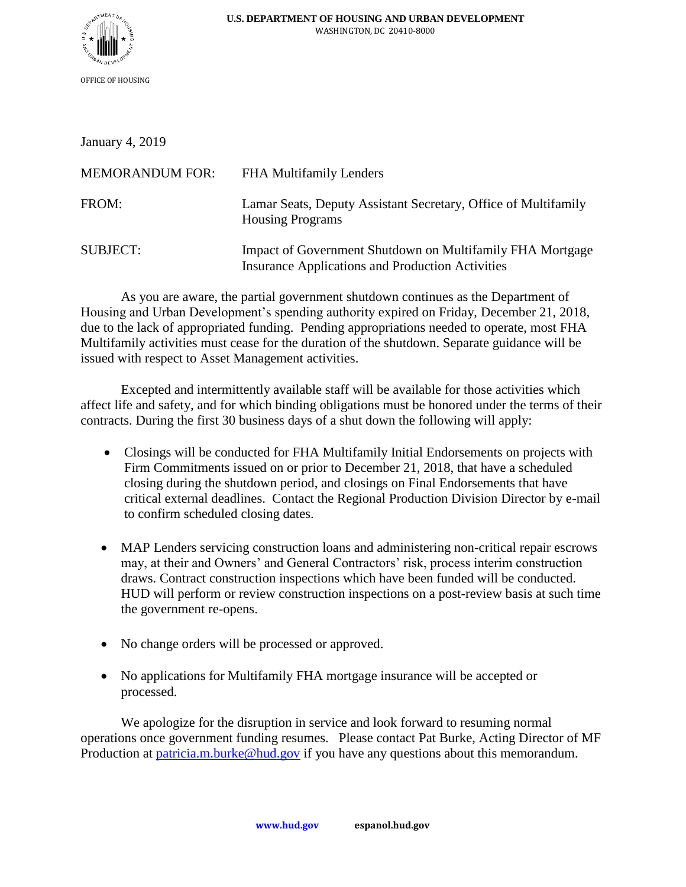**U.S. DEPARTMENT OF HOUSING AND URBAN DEVELOPMENT**
WASHINGTON, DC 20410-8000

OFFICE OF HOUSING

January 4, 2019

| | |
|---|---|
| MEMORANDUM FOR: | FHA Multifamily Lenders |
| FROM: | Lamar Seats, Deputy Assistant Secretary, Office of Multifamily Housing Programs |
| SUBJECT: | Impact of Government Shutdown on Multifamily FHA Mortgage Insurance Applications and Production Activities |

As you are aware, the partial government shutdown continues as the Department of Housing and Urban Development's spending authority expired on Friday, December 21, 2018, due to the lack of appropriated funding. Pending appropriations needed to operate, most FHA Multifamily activities must cease for the duration of the shutdown. Separate guidance will be issued with respect to Asset Management activities.

Excepted and intermittently available staff will be available for those activities which affect life and safety, and for which binding obligations must be honored under the terms of their contracts. During the first 30 business days of a shut down the following will apply:

- Closings will be conducted for FHA Multifamily Initial Endorsements on projects with Firm Commitments issued on or prior to December 21, 2018, that have a scheduled closing during the shutdown period, and closings on Final Endorsements that have critical external deadlines. Contact the Regional Production Division Director by e-mail to confirm scheduled closing dates.

- MAP Lenders servicing construction loans and administering non-critical repair escrows may, at their and Owners' and General Contractors' risk, process interim construction draws. Contract construction inspections which have been funded will be conducted. HUD will perform or review construction inspections on a post-review basis at such time the government re-opens.

- No change orders will be processed or approved.

- No applications for Multifamily FHA mortgage insurance will be accepted or processed.

We apologize for the disruption in service and look forward to resuming normal operations once government funding resumes. Please contact Pat Burke, Acting Director of MF Production at patricia.m.burke@hud.gov if you have any questions about this memorandum.

**www.hud.gov** **espanol.hud.gov**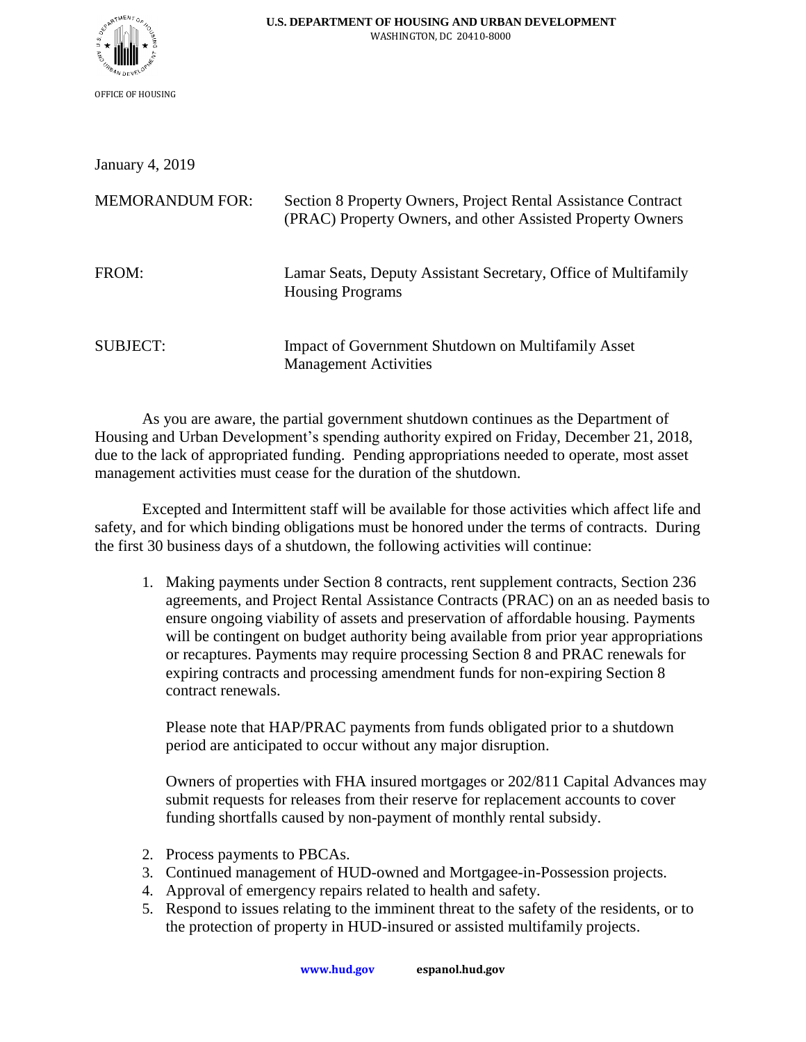**U.S. DEPARTMENT OF HOUSING AND URBAN DEVELOPMENT**
WASHINGTON, DC 20410-8000

OFFICE OF HOUSING

January 4, 2019

| | |
|---|---|
| MEMORANDUM FOR: | Section 8 Property Owners, Project Rental Assistance Contract (PRAC) Property Owners, and other Assisted Property Owners |
| FROM: | Lamar Seats, Deputy Assistant Secretary, Office of Multifamily Housing Programs |
| SUBJECT: | Impact of Government Shutdown on Multifamily Asset Management Activities |

As you are aware, the partial government shutdown continues as the Department of Housing and Urban Development's spending authority expired on Friday, December 21, 2018, due to the lack of appropriated funding. Pending appropriations needed to operate, most asset management activities must cease for the duration of the shutdown.

Excepted and Intermittent staff will be available for those activities which affect life and safety, and for which binding obligations must be honored under the terms of contracts. During the first 30 business days of a shutdown, the following activities will continue:

1. Making payments under Section 8 contracts, rent supplement contracts, Section 236 agreements, and Project Rental Assistance Contracts (PRAC) on an as needed basis to ensure ongoing viability of assets and preservation of affordable housing. Payments will be contingent on budget authority being available from prior year appropriations or recaptures. Payments may require processing Section 8 and PRAC renewals for expiring contracts and processing amendment funds for non-expiring Section 8 contract renewals.

   Please note that HAP/PRAC payments from funds obligated prior to a shutdown period are anticipated to occur without any major disruption.

   Owners of properties with FHA insured mortgages or 202/811 Capital Advances may submit requests for releases from their reserve for replacement accounts to cover funding shortfalls caused by non-payment of monthly rental subsidy.

2. Process payments to PBCAs.
3. Continued management of HUD-owned and Mortgagee-in-Possession projects.
4. Approval of emergency repairs related to health and safety.
5. Respond to issues relating to the imminent threat to the safety of the residents, or to the protection of property in HUD-insured or assisted multifamily projects.

www.hud.gov espanol.hud.gov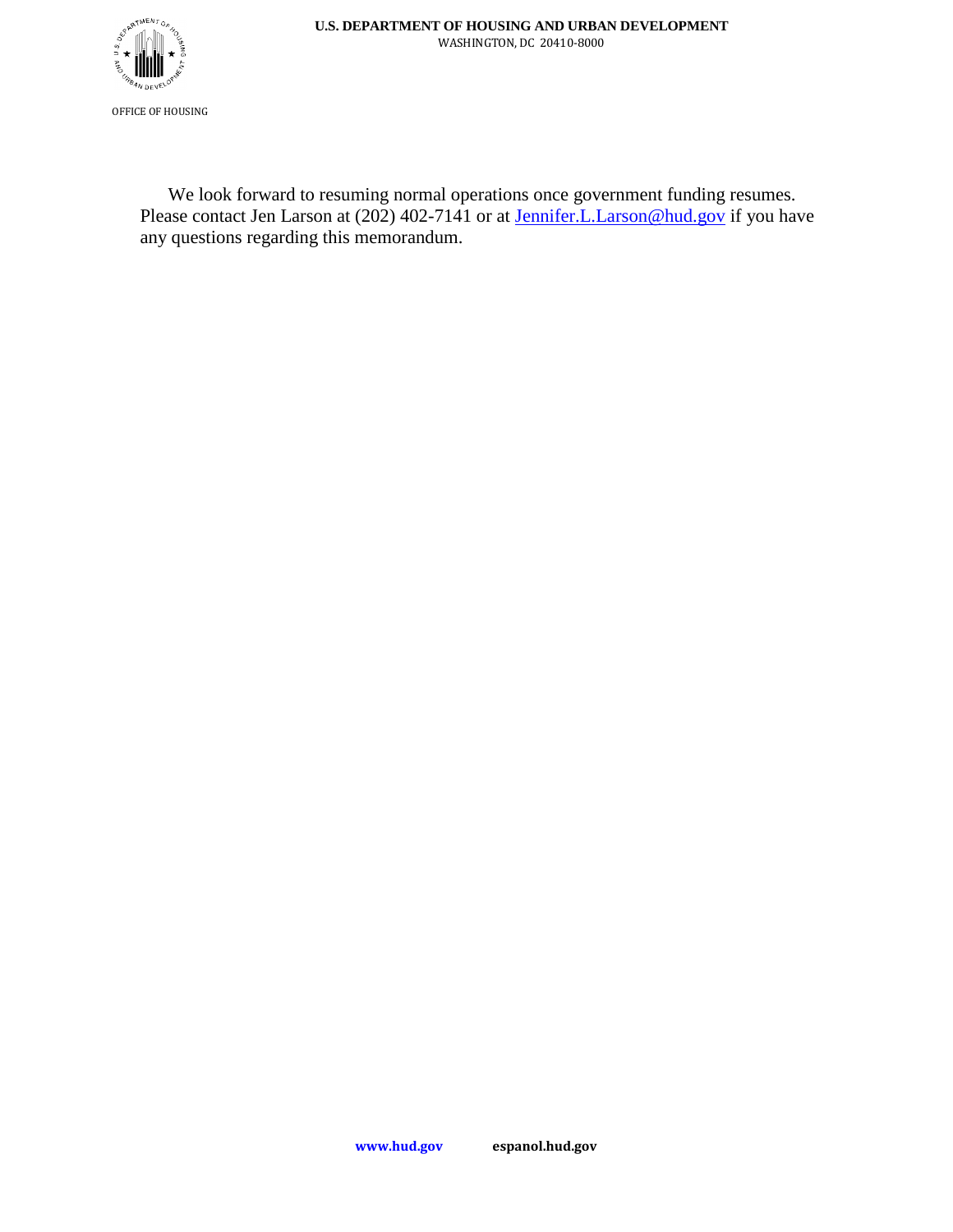We look forward to resuming normal operations once government funding resumes. Please contact Jen Larson at (202) 402-7141 or at Jennifer.L.Larson@hud.gov if you have any questions regarding this memorandum.